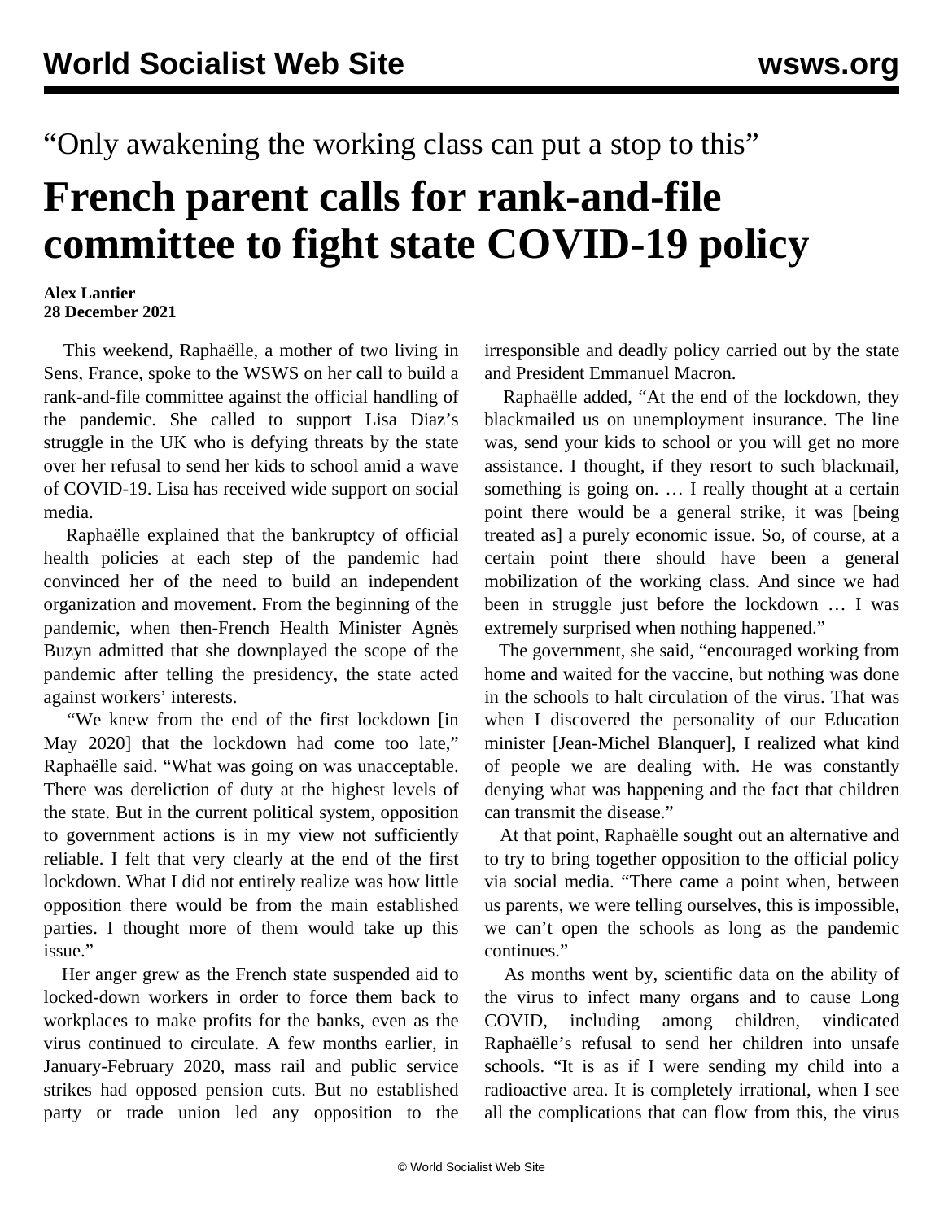“Only awakening the working class can put a stop to this”

# French parent calls for rank-and-file committee to fight state COVID-19 policy

**Alex Lantier**
**28 December 2021**

This weekend, Raphaëlle, a mother of two living in Sens, France, spoke to the WSWS on her call to build a rank-and-file committee against the official handling of the pandemic. She called to support Lisa Diaz’s struggle in the UK who is defying threats by the state over her refusal to send her kids to school amid a wave of COVID-19. Lisa has received wide support on social media.

Raphaëlle explained that the bankruptcy of official health policies at each step of the pandemic had convinced her of the need to build an independent organization and movement. From the beginning of the pandemic, when then-French Health Minister Agnès Buzyn admitted that she downplayed the scope of the pandemic after telling the presidency, the state acted against workers’ interests.

“We knew from the end of the first lockdown [in May 2020] that the lockdown had come too late,” Raphaëlle said. “What was going on was unacceptable. There was dereliction of duty at the highest levels of the state. But in the current political system, opposition to government actions is in my view not sufficiently reliable. I felt that very clearly at the end of the first lockdown. What I did not entirely realize was how little opposition there would be from the main established parties. I thought more of them would take up this issue.”

Her anger grew as the French state suspended aid to locked-down workers in order to force them back to workplaces to make profits for the banks, even as the virus continued to circulate. A few months earlier, in January-February 2020, mass rail and public service strikes had opposed pension cuts. But no established party or trade union led any opposition to the irresponsible and deadly policy carried out by the state and President Emmanuel Macron.

Raphaëlle added, “At the end of the lockdown, they blackmailed us on unemployment insurance. The line was, send your kids to school or you will get no more assistance. I thought, if they resort to such blackmail, something is going on. … I really thought at a certain point there would be a general strike, it was [being treated as] a purely economic issue. So, of course, at a certain point there should have been a general mobilization of the working class. And since we had been in struggle just before the lockdown … I was extremely surprised when nothing happened.”

The government, she said, “encouraged working from home and waited for the vaccine, but nothing was done in the schools to halt circulation of the virus. That was when I discovered the personality of our Education minister [Jean-Michel Blanquer], I realized what kind of people we are dealing with. He was constantly denying what was happening and the fact that children can transmit the disease.”

At that point, Raphaëlle sought out an alternative and to try to bring together opposition to the official policy via social media. “There came a point when, between us parents, we were telling ourselves, this is impossible, we can’t open the schools as long as the pandemic continues.”

As months went by, scientific data on the ability of the virus to infect many organs and to cause Long COVID, including among children, vindicated Raphaëlle’s refusal to send her children into unsafe schools. “It is as if I were sending my child into a radioactive area. It is completely irrational, when I see all the complications that can flow from this, the virus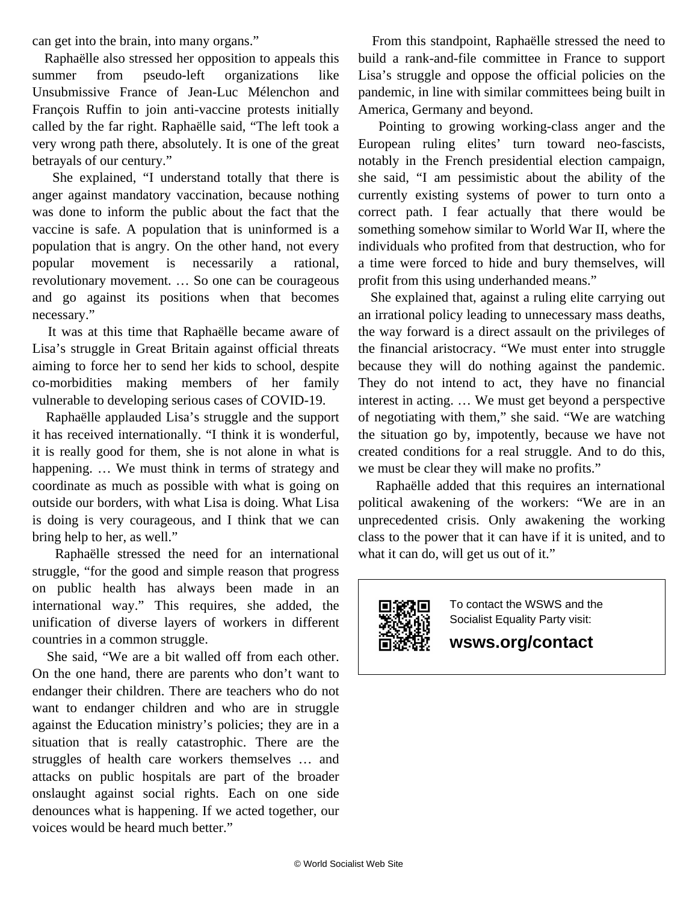can get into the brain, into many organs."

Raphaëlle also stressed her opposition to appeals this summer from pseudo-left organizations like Unsubmissive France of Jean-Luc Mélenchon and François Ruffin to join anti-vaccine protests initially called by the far right. Raphaëlle said, "The left took a very wrong path there, absolutely. It is one of the great betrayals of our century."

She explained, "I understand totally that there is anger against mandatory vaccination, because nothing was done to inform the public about the fact that the vaccine is safe. A population that is uninformed is a population that is angry. On the other hand, not every popular movement is necessarily a rational, revolutionary movement. … So one can be courageous and go against its positions when that becomes necessary."

It was at this time that Raphaëlle became aware of Lisa's struggle in Great Britain against official threats aiming to force her to send her kids to school, despite co-morbidities making members of her family vulnerable to developing serious cases of COVID-19.

Raphaëlle applauded Lisa's struggle and the support it has received internationally. "I think it is wonderful, it is really good for them, she is not alone in what is happening. … We must think in terms of strategy and coordinate as much as possible with what is going on outside our borders, with what Lisa is doing. What Lisa is doing is very courageous, and I think that we can bring help to her, as well."

Raphaëlle stressed the need for an international struggle, "for the good and simple reason that progress on public health has always been made in an international way." This requires, she added, the unification of diverse layers of workers in different countries in a common struggle.

She said, "We are a bit walled off from each other. On the one hand, there are parents who don't want to endanger their children. There are teachers who do not want to endanger children and who are in struggle against the Education ministry's policies; they are in a situation that is really catastrophic. There are the struggles of health care workers themselves … and attacks on public hospitals are part of the broader onslaught against social rights. Each on one side denounces what is happening. If we acted together, our voices would be heard much better."

From this standpoint, Raphaëlle stressed the need to build a rank-and-file committee in France to support Lisa's struggle and oppose the official policies on the pandemic, in line with similar committees being built in America, Germany and beyond.

Pointing to growing working-class anger and the European ruling elites' turn toward neo-fascists, notably in the French presidential election campaign, she said, "I am pessimistic about the ability of the currently existing systems of power to turn onto a correct path. I fear actually that there would be something somehow similar to World War II, where the individuals who profited from that destruction, who for a time were forced to hide and bury themselves, will profit from this using underhanded means."

She explained that, against a ruling elite carrying out an irrational policy leading to unnecessary mass deaths, the way forward is a direct assault on the privileges of the financial aristocracy. "We must enter into struggle because they will do nothing against the pandemic. They do not intend to act, they have no financial interest in acting. … We must get beyond a perspective of negotiating with them," she said. "We are watching the situation go by, impotently, because we have not created conditions for a real struggle. And to do this, we must be clear they will make no profits."

Raphaëlle added that this requires an international political awakening of the workers: "We are in an unprecedented crisis. Only awakening the working class to the power that it can have if it is united, and to what it can do, will get us out of it."

To contact the WSWS and the Socialist Equality Party visit:

**wsws.org/contact**